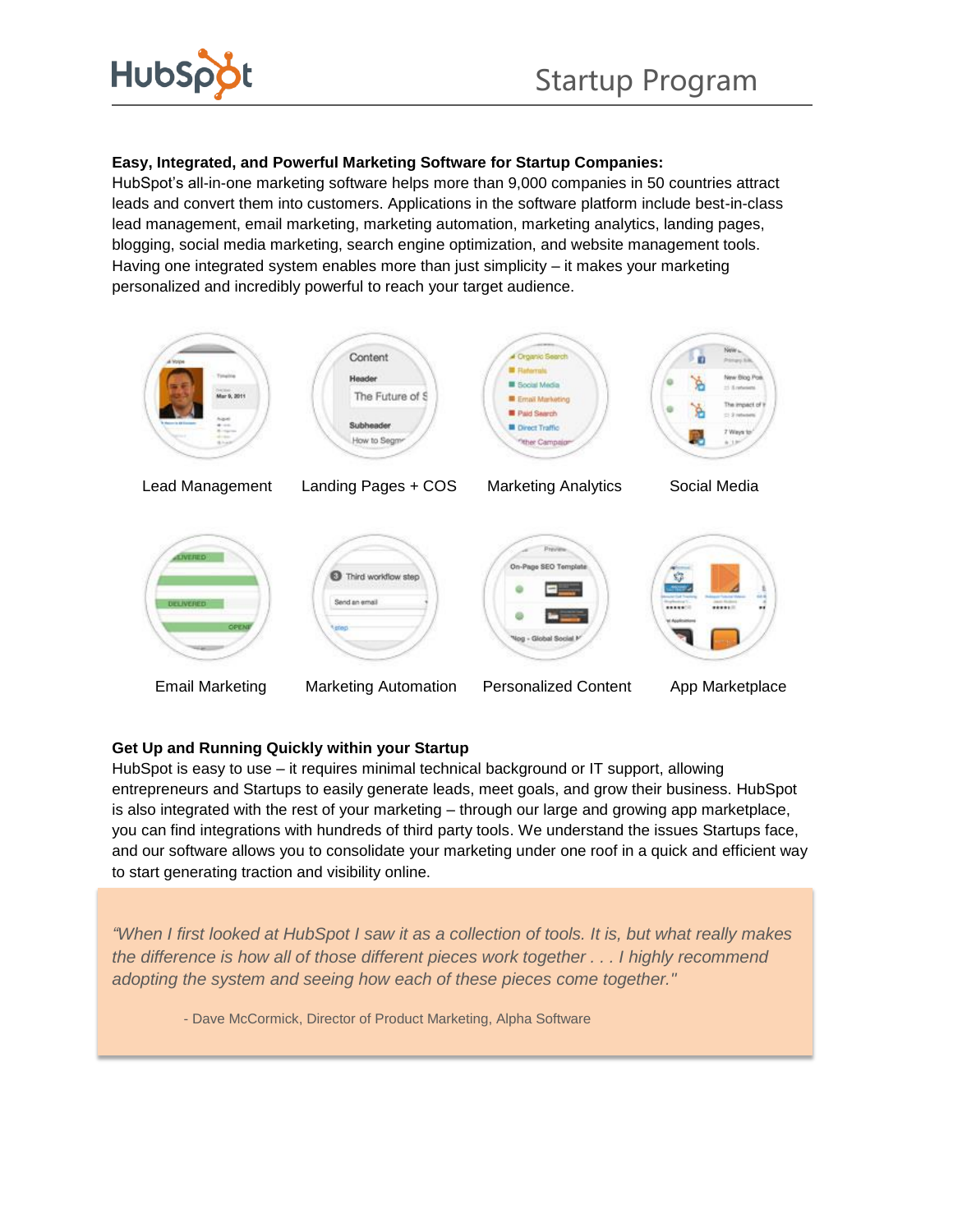# Startup Program

**Easy, Integrated, and Powerful Marketing Software for Startup Companies:**
HubSpot's all-in-one marketing software helps more than 9,000 companies in 50 countries attract leads and convert them into customers. Applications in the software platform include best-in-class lead management, email marketing, marketing automation, marketing analytics, landing pages, blogging, social media marketing, search engine optimization, and website management tools. Having one integrated system enables more than just simplicity – it makes your marketing personalized and incredibly powerful to reach your target audience.

Lead Management | Landing Pages + COS | Marketing Analytics | Social Media

Email Marketing | Marketing Automation | Personalized Content | App Marketplace

**Get Up and Running Quickly within your Startup**
HubSpot is easy to use – it requires minimal technical background or IT support, allowing entrepreneurs and Startups to easily generate leads, meet goals, and grow their business. HubSpot is also integrated with the rest of your marketing – through our large and growing app marketplace, you can find integrations with hundreds of third party tools. We understand the issues Startups face, and our software allows you to consolidate your marketing under one roof in a quick and efficient way to start generating traction and visibility online.

> *"When I first looked at HubSpot I saw it as a collection of tools. It is, but what really makes the difference is how all of those different pieces work together . . . I highly recommend adopting the system and seeing how each of these pieces come together."*
>
> \- Dave McCormick, Director of Product Marketing, Alpha Software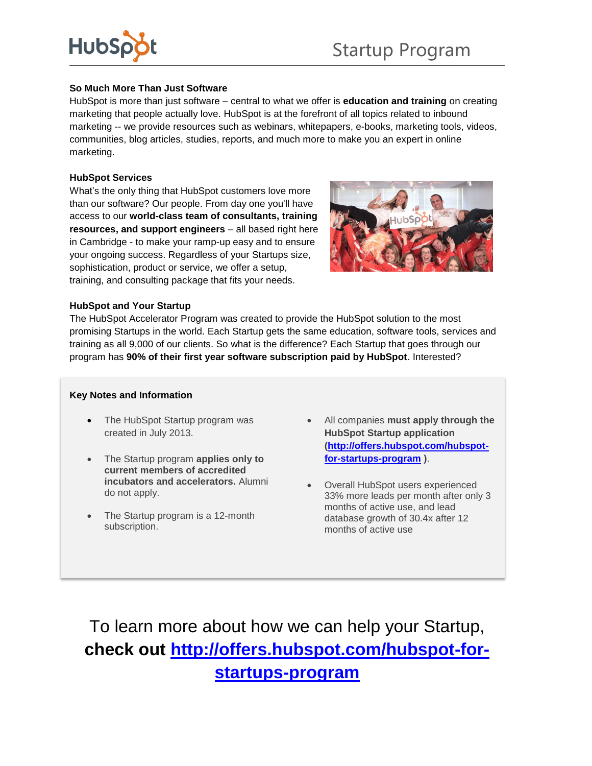# Startup Program

### So Much More Than Just Software

HubSpot is more than just software – central to what we offer is **education and training** on creating marketing that people actually love. HubSpot is at the forefront of all topics related to inbound marketing -- we provide resources such as webinars, whitepapers, e-books, marketing tools, videos, communities, blog articles, studies, reports, and much more to make you an expert in online marketing.

### HubSpot Services

What's the only thing that HubSpot customers love more than our software? Our people. From day one you'll have access to our **world-class team of consultants, training resources, and support engineers** – all based right here in Cambridge - to make your ramp-up easy and to ensure your ongoing success. Regardless of your Startups size, sophistication, product or service, we offer a setup, training, and consulting package that fits your needs.

### HubSpot and Your Startup

The HubSpot Accelerator Program was created to provide the HubSpot solution to the most promising Startups in the world. Each Startup gets the same education, software tools, services and training as all 9,000 of our clients. So what is the difference? Each Startup that goes through our program has **90% of their first year software subscription paid by HubSpot**. Interested?

### Key Notes and Information

- The HubSpot Startup program was created in July 2013.
- The Startup program **applies only to current members of accredited incubators and accelerators.** Alumni do not apply.
- The Startup program is a 12-month subscription.
- All companies **must apply through the HubSpot Startup application ([http://offers.hubspot.com/hubspot-for-startups-program](http://offers.hubspot.com/hubspot-for-startups-program) )**.
- Overall HubSpot users experienced 33% more leads per month after only 3 months of active use, and lead database growth of 30.4x after 12 months of active use

To learn more about how we can help your Startup, **check out [http://offers.hubspot.com/hubspot-for-startups-program](http://offers.hubspot.com/hubspot-for-startups-program)**